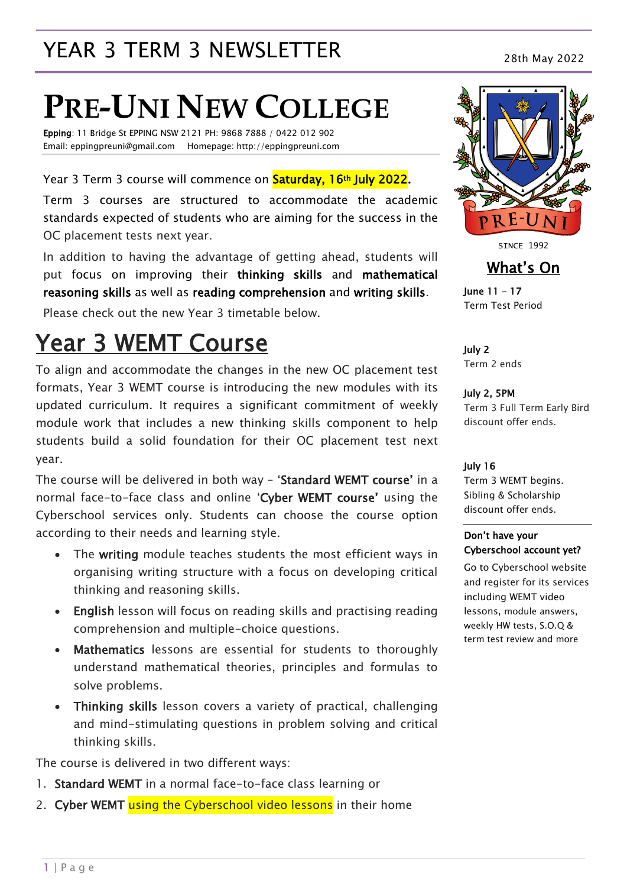# YEAR 3 TERM 3 NEWSLETTER

28th May 2022

# PRE-UNI NEW COLLEGE

**Epping**: 11 Bridge St EPPING NSW 2121 PH: 9868 7888 / 0422 012 902
Email: eppingpreuni@gmail.com Homepage: http://eppingpreuni.com

Year 3 Term 3 course will commence on **Saturday, 16th July 2022**.

Term 3 courses are structured to accommodate the academic standards expected of students who are aiming for the success in the OC placement tests next year.

In addition to having the advantage of getting ahead, students will put focus on improving their **thinking skills** and **mathematical reasoning skills** as well as **reading comprehension** and **writing skills**.

Please check out the new Year 3 timetable below.

## Year 3 WEMT Course

To align and accommodate the changes in the new OC placement test formats, Year 3 WEMT course is introducing the new modules with its updated curriculum. It requires a significant commitment of weekly module work that includes a new thinking skills component to help students build a solid foundation for their OC placement test next year.

The course will be delivered in both way – '**Standard WEMT course**' in a normal face-to-face class and online '**Cyber WEMT course**' using the Cyberschool services only. Students can choose the course option according to their needs and learning style.

- The **writing** module teaches students the most efficient ways in organising writing structure with a focus on developing critical thinking and reasoning skills.
- **English** lesson will focus on reading skills and practising reading comprehension and multiple-choice questions.
- **Mathematics** lessons are essential for students to thoroughly understand mathematical theories, principles and formulas to solve problems.
- **Thinking skills** lesson covers a variety of practical, challenging and mind-stimulating questions in problem solving and critical thinking skills.

The course is delivered in two different ways:

1. **Standard WEMT** in a normal face-to-face class learning or
2. **Cyber WEMT** using the Cyberschool video lessons in their home

PRE-UNI
SINCE 1992

## What's On

**June 11 – 17**
Term Test Period

**July 2**
Term 2 ends

**July 2, 5PM**
Term 3 Full Term Early Bird discount offer ends.

**July 16**
Term 3 WEMT begins.
Sibling & Scholarship discount offer ends.

**Don't have your Cyberschool account yet?**

Go to Cyberschool website and register for its services including WEMT video lessons, module answers, weekly HW tests, S.O.Q & term test review and more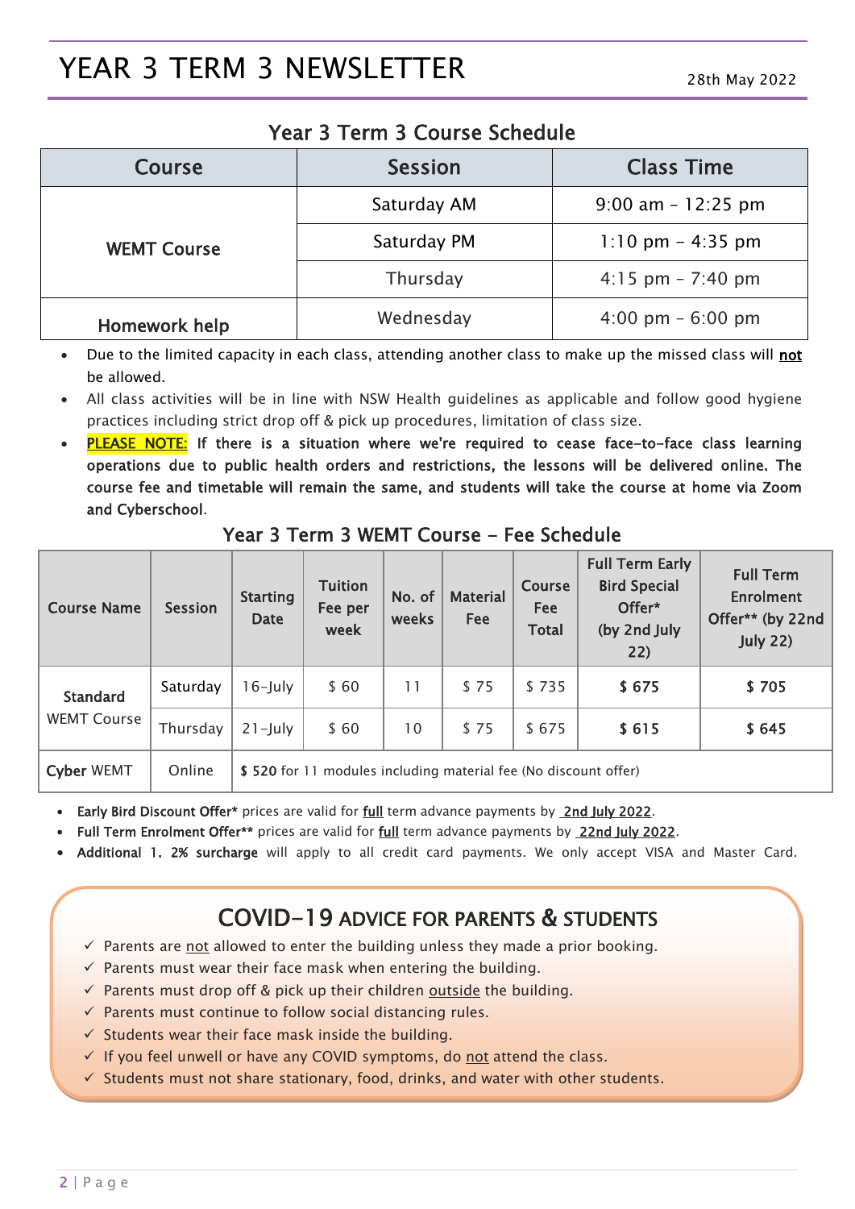# YEAR 3 TERM 3 NEWSLETTER

28th May 2022

## Year 3 Term 3 Course Schedule

| Course | Session | Class Time |
|---|---|---|
| **WEMT Course** | Saturday AM | 9:00 am – 12:25 pm |
| | Saturday PM | 1:10 pm – 4:35 pm |
| | Thursday | 4:15 pm – 7:40 pm |
| **Homework help** | Wednesday | 4:00 pm – 6:00 pm |

- Due to the limited capacity in each class, attending another class to make up the missed class will **not** be allowed.
- All class activities will be in line with NSW Health guidelines as applicable and follow good hygiene practices including strict drop off & pick up procedures, limitation of class size.
- **PLEASE NOTE: If there is a situation where we're required to cease face-to-face class learning operations due to public health orders and restrictions, the lessons will be delivered online. The course fee and timetable will remain the same, and students will take the course at home via Zoom and Cyberschool**.

## Year 3 Term 3 WEMT Course - Fee Schedule

| Course Name | Session | Starting Date | Tuition Fee per week | No. of weeks | Material Fee | Course Fee Total | Full Term Early Bird Special Offer* (by 2nd July 22) | Full Term Enrolment Offer** (by 22nd July 22) |
|---|---|---|---|---|---|---|---|---|
| **Standard** WEMT Course | Saturday | 16-July | $ 60 | 11 | $ 75 | $ 735 | **$ 675** | **$ 705** |
| | Thursday | 21-July | $ 60 | 10 | $ 75 | $ 675 | **$ 615** | **$ 645** |
| **Cyber** WEMT | Online | **$ 520** for 11 modules including material fee (No discount offer) | | | | | | |

- **Early Bird Discount Offer*** prices are valid for full term advance payments by **2nd July 2022**.
- **Full Term Enrolment Offer**** prices are valid for full term advance payments by **22nd July 2022**.
- **Additional 1. 2% surcharge** will apply to all credit card payments. We only accept VISA and Master Card.

## COVID-19 ADVICE FOR PARENTS & STUDENTS

- ✓ Parents are not allowed to enter the building unless they made a prior booking.
- ✓ Parents must wear their face mask when entering the building.
- ✓ Parents must drop off & pick up their children outside the building.
- ✓ Parents must continue to follow social distancing rules.
- ✓ Students wear their face mask inside the building.
- ✓ If you feel unwell or have any COVID symptoms, do not attend the class.
- ✓ Students must not share stationary, food, drinks, and water with other students.